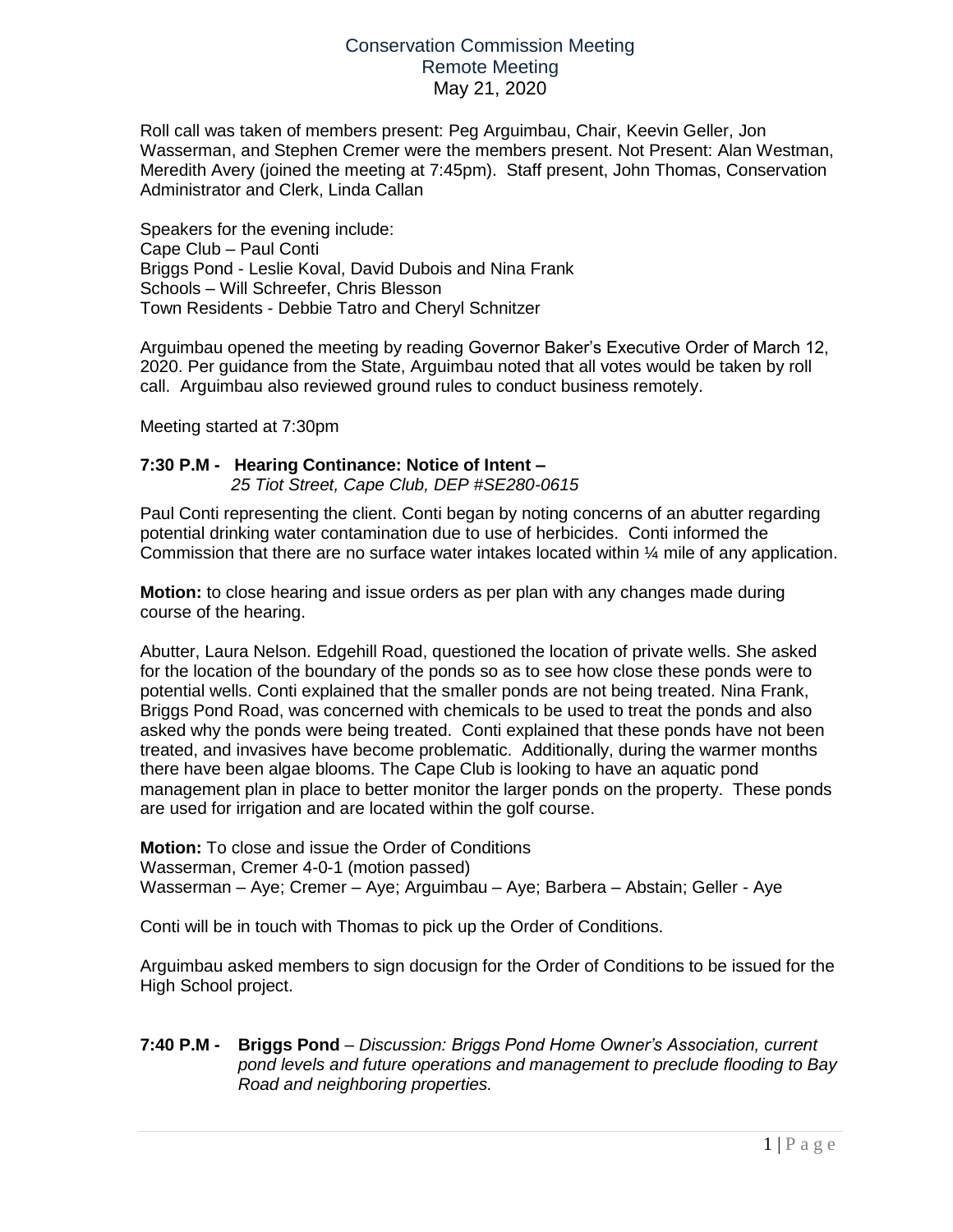# Conservation Commission Meeting
## Remote Meeting
## May 21, 2020

Roll call was taken of members present: Peg Arguimbau, Chair, Keevin Geller, Jon Wasserman, and Stephen Cremer were the members present. Not Present: Alan Westman, Meredith Avery (joined the meeting at 7:45pm). Staff present, John Thomas, Conservation Administrator and Clerk, Linda Callan

Speakers for the evening include:
Cape Club – Paul Conti
Briggs Pond - Leslie Koval, David Dubois and Nina Frank
Schools – Will Schreefer, Chris Blesson
Town Residents - Debbie Tatro and Cheryl Schnitzer

Arguimbau opened the meeting by reading Governor Baker's Executive Order of March 12, 2020. Per guidance from the State, Arguimbau noted that all votes would be taken by roll call. Arguimbau also reviewed ground rules to conduct business remotely.

Meeting started at 7:30pm

**7:30 P.M - Hearing Continance: Notice of Intent –**
*25 Tiot Street, Cape Club, DEP #SE280-0615*

Paul Conti representing the client. Conti began by noting concerns of an abutter regarding potential drinking water contamination due to use of herbicides. Conti informed the Commission that there are no surface water intakes located within ¼ mile of any application.

**Motion:** to close hearing and issue orders as per plan with any changes made during course of the hearing.

Abutter, Laura Nelson. Edgehill Road, questioned the location of private wells. She asked for the location of the boundary of the ponds so as to see how close these ponds were to potential wells. Conti explained that the smaller ponds are not being treated. Nina Frank, Briggs Pond Road, was concerned with chemicals to be used to treat the ponds and also asked why the ponds were being treated. Conti explained that these ponds have not been treated, and invasives have become problematic. Additionally, during the warmer months there have been algae blooms. The Cape Club is looking to have an aquatic pond management plan in place to better monitor the larger ponds on the property. These ponds are used for irrigation and are located within the golf course.

**Motion:** To close and issue the Order of Conditions
Wasserman, Cremer 4-0-1 (motion passed)
Wasserman – Aye; Cremer – Aye; Arguimbau – Aye; Barbera – Abstain; Geller - Aye

Conti will be in touch with Thomas to pick up the Order of Conditions.

Arguimbau asked members to sign docusign for the Order of Conditions to be issued for the High School project.

**7:40 P.M - Briggs Pond** – *Discussion: Briggs Pond Home Owner's Association, current pond levels and future operations and management to preclude flooding to Bay Road and neighboring properties.*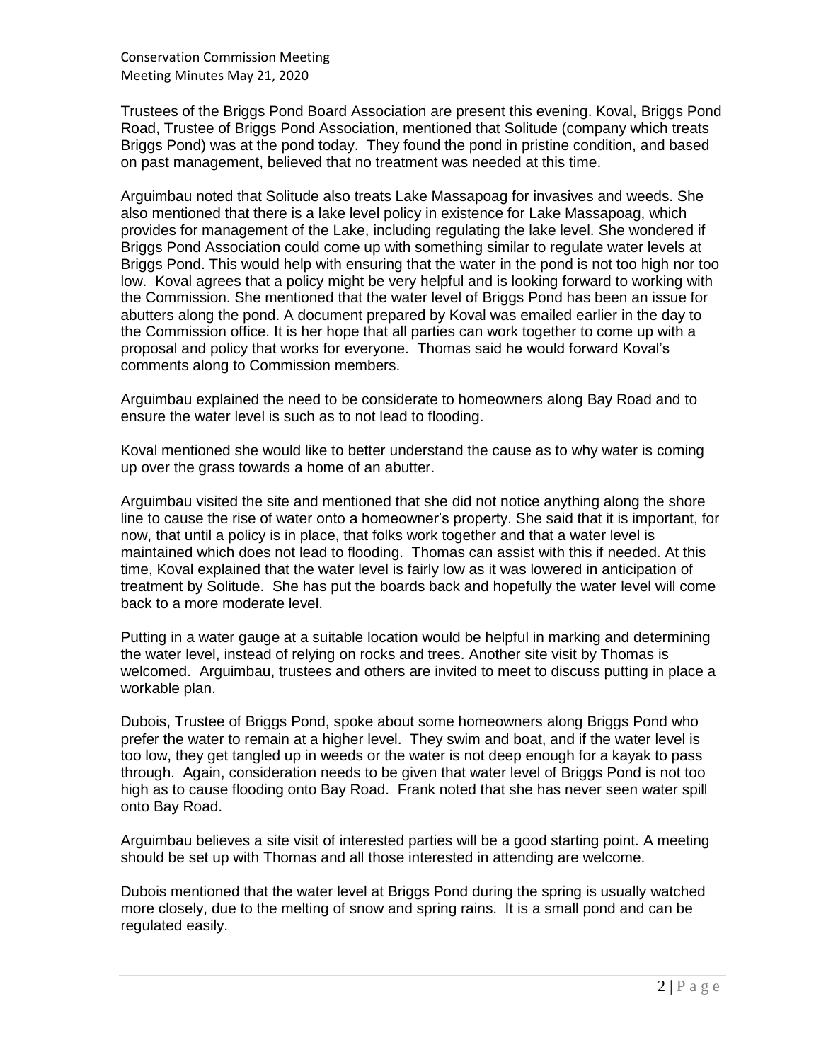Trustees of the Briggs Pond Board Association are present this evening. Koval, Briggs Pond Road, Trustee of Briggs Pond Association, mentioned that Solitude (company which treats Briggs Pond) was at the pond today. They found the pond in pristine condition, and based on past management, believed that no treatment was needed at this time.

Arguimbau noted that Solitude also treats Lake Massapoag for invasives and weeds. She also mentioned that there is a lake level policy in existence for Lake Massapoag, which provides for management of the Lake, including regulating the lake level. She wondered if Briggs Pond Association could come up with something similar to regulate water levels at Briggs Pond. This would help with ensuring that the water in the pond is not too high nor too low. Koval agrees that a policy might be very helpful and is looking forward to working with the Commission. She mentioned that the water level of Briggs Pond has been an issue for abutters along the pond. A document prepared by Koval was emailed earlier in the day to the Commission office. It is her hope that all parties can work together to come up with a proposal and policy that works for everyone. Thomas said he would forward Koval's comments along to Commission members.

Arguimbau explained the need to be considerate to homeowners along Bay Road and to ensure the water level is such as to not lead to flooding.

Koval mentioned she would like to better understand the cause as to why water is coming up over the grass towards a home of an abutter.

Arguimbau visited the site and mentioned that she did not notice anything along the shore line to cause the rise of water onto a homeowner's property. She said that it is important, for now, that until a policy is in place, that folks work together and that a water level is maintained which does not lead to flooding. Thomas can assist with this if needed. At this time, Koval explained that the water level is fairly low as it was lowered in anticipation of treatment by Solitude. She has put the boards back and hopefully the water level will come back to a more moderate level.

Putting in a water gauge at a suitable location would be helpful in marking and determining the water level, instead of relying on rocks and trees. Another site visit by Thomas is welcomed. Arguimbau, trustees and others are invited to meet to discuss putting in place a workable plan.

Dubois, Trustee of Briggs Pond, spoke about some homeowners along Briggs Pond who prefer the water to remain at a higher level. They swim and boat, and if the water level is too low, they get tangled up in weeds or the water is not deep enough for a kayak to pass through. Again, consideration needs to be given that water level of Briggs Pond is not too high as to cause flooding onto Bay Road. Frank noted that she has never seen water spill onto Bay Road.

Arguimbau believes a site visit of interested parties will be a good starting point. A meeting should be set up with Thomas and all those interested in attending are welcome.

Dubois mentioned that the water level at Briggs Pond during the spring is usually watched more closely, due to the melting of snow and spring rains. It is a small pond and can be regulated easily.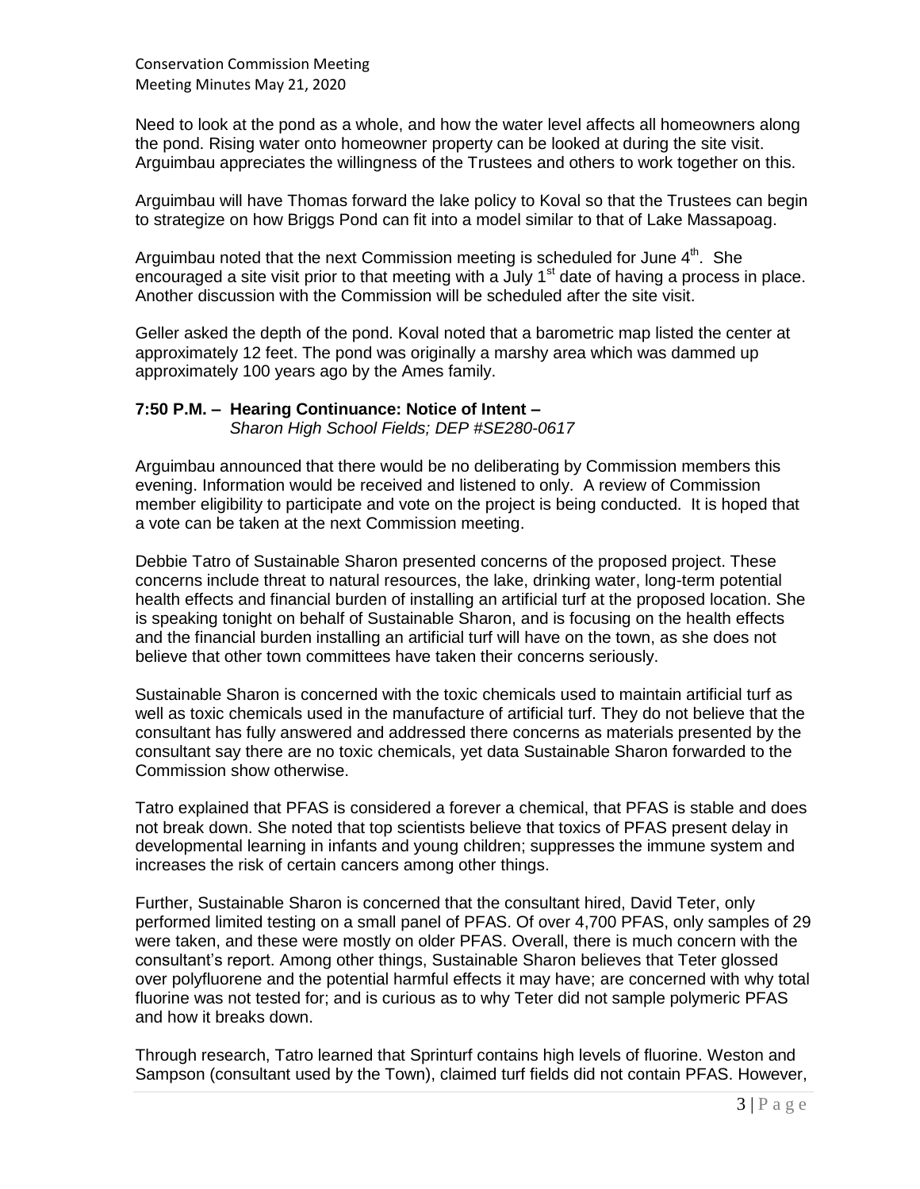Need to look at the pond as a whole, and how the water level affects all homeowners along the pond. Rising water onto homeowner property can be looked at during the site visit. Arguimbau appreciates the willingness of the Trustees and others to work together on this.

Arguimbau will have Thomas forward the lake policy to Koval so that the Trustees can begin to strategize on how Briggs Pond can fit into a model similar to that of Lake Massapoag.

Arguimbau noted that the next Commission meeting is scheduled for June 4th. She encouraged a site visit prior to that meeting with a July 1st date of having a process in place. Another discussion with the Commission will be scheduled after the site visit.

Geller asked the depth of the pond. Koval noted that a barometric map listed the center at approximately 12 feet. The pond was originally a marshy area which was dammed up approximately 100 years ago by the Ames family.

**7:50 P.M. – Hearing Continuance: Notice of Intent –**
*Sharon High School Fields; DEP #SE280-0617*

Arguimbau announced that there would be no deliberating by Commission members this evening. Information would be received and listened to only. A review of Commission member eligibility to participate and vote on the project is being conducted. It is hoped that a vote can be taken at the next Commission meeting.

Debbie Tatro of Sustainable Sharon presented concerns of the proposed project. These concerns include threat to natural resources, the lake, drinking water, long-term potential health effects and financial burden of installing an artificial turf at the proposed location. She is speaking tonight on behalf of Sustainable Sharon, and is focusing on the health effects and the financial burden installing an artificial turf will have on the town, as she does not believe that other town committees have taken their concerns seriously.

Sustainable Sharon is concerned with the toxic chemicals used to maintain artificial turf as well as toxic chemicals used in the manufacture of artificial turf. They do not believe that the consultant has fully answered and addressed there concerns as materials presented by the consultant say there are no toxic chemicals, yet data Sustainable Sharon forwarded to the Commission show otherwise.

Tatro explained that PFAS is considered a forever a chemical, that PFAS is stable and does not break down. She noted that top scientists believe that toxics of PFAS present delay in developmental learning in infants and young children; suppresses the immune system and increases the risk of certain cancers among other things.

Further, Sustainable Sharon is concerned that the consultant hired, David Teter, only performed limited testing on a small panel of PFAS. Of over 4,700 PFAS, only samples of 29 were taken, and these were mostly on older PFAS. Overall, there is much concern with the consultant's report. Among other things, Sustainable Sharon believes that Teter glossed over polyfluorene and the potential harmful effects it may have; are concerned with why total fluorine was not tested for; and is curious as to why Teter did not sample polymeric PFAS and how it breaks down.

Through research, Tatro learned that Sprinturf contains high levels of fluorine. Weston and Sampson (consultant used by the Town), claimed turf fields did not contain PFAS. However,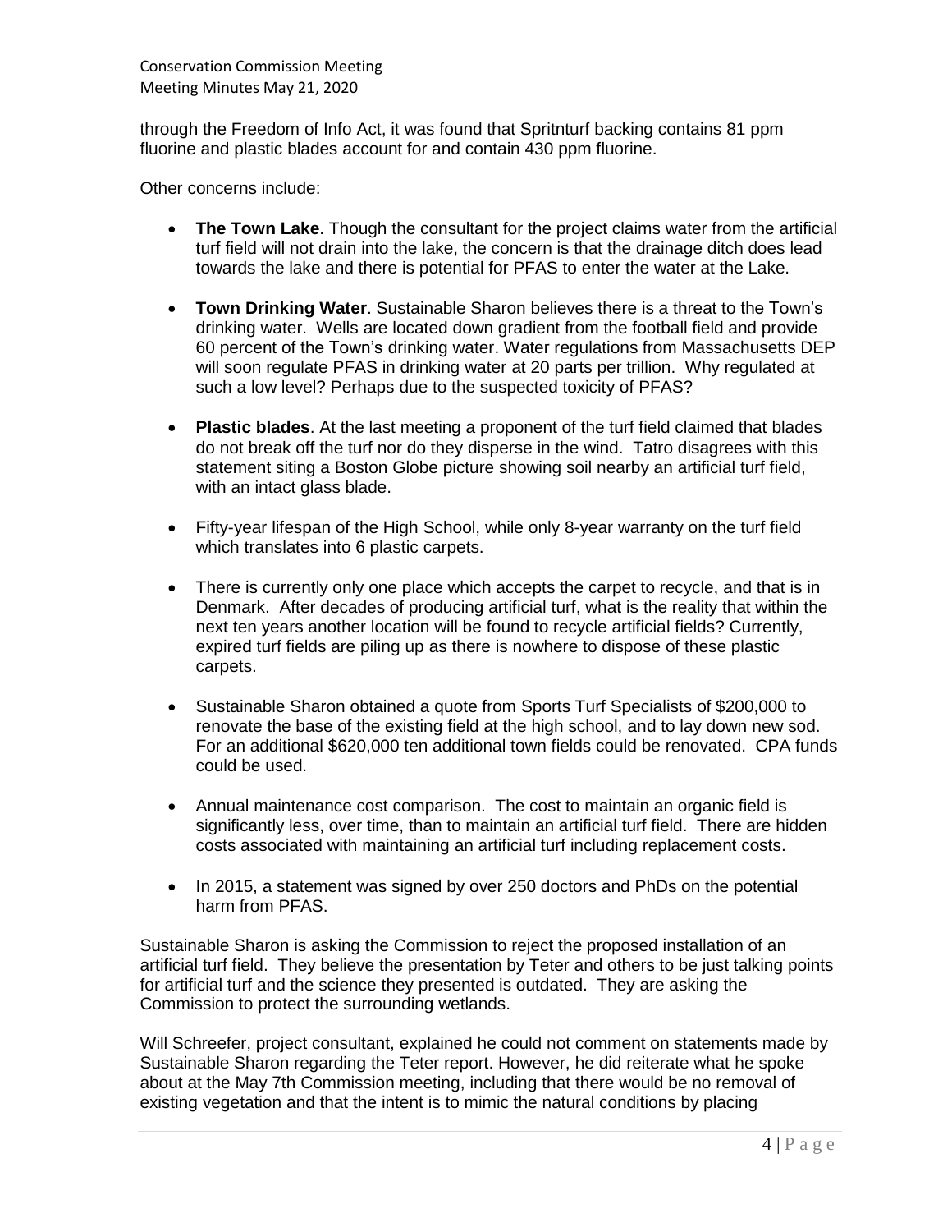through the Freedom of Info Act, it was found that Spritnturf backing contains 81 ppm fluorine and plastic blades account for and contain 430 ppm fluorine.

Other concerns include:

- **The Town Lake**. Though the consultant for the project claims water from the artificial turf field will not drain into the lake, the concern is that the drainage ditch does lead towards the lake and there is potential for PFAS to enter the water at the Lake.

- **Town Drinking Water**. Sustainable Sharon believes there is a threat to the Town's drinking water. Wells are located down gradient from the football field and provide 60 percent of the Town's drinking water. Water regulations from Massachusetts DEP will soon regulate PFAS in drinking water at 20 parts per trillion. Why regulated at such a low level? Perhaps due to the suspected toxicity of PFAS?

- **Plastic blades**. At the last meeting a proponent of the turf field claimed that blades do not break off the turf nor do they disperse in the wind. Tatro disagrees with this statement siting a Boston Globe picture showing soil nearby an artificial turf field, with an intact glass blade.

- Fifty-year lifespan of the High School, while only 8-year warranty on the turf field which translates into 6 plastic carpets.

- There is currently only one place which accepts the carpet to recycle, and that is in Denmark. After decades of producing artificial turf, what is the reality that within the next ten years another location will be found to recycle artificial fields? Currently, expired turf fields are piling up as there is nowhere to dispose of these plastic carpets.

- Sustainable Sharon obtained a quote from Sports Turf Specialists of $200,000 to renovate the base of the existing field at the high school, and to lay down new sod. For an additional $620,000 ten additional town fields could be renovated. CPA funds could be used.

- Annual maintenance cost comparison. The cost to maintain an organic field is significantly less, over time, than to maintain an artificial turf field. There are hidden costs associated with maintaining an artificial turf including replacement costs.

- In 2015, a statement was signed by over 250 doctors and PhDs on the potential harm from PFAS.

Sustainable Sharon is asking the Commission to reject the proposed installation of an artificial turf field. They believe the presentation by Teter and others to be just talking points for artificial turf and the science they presented is outdated. They are asking the Commission to protect the surrounding wetlands.

Will Schreefer, project consultant, explained he could not comment on statements made by Sustainable Sharon regarding the Teter report. However, he did reiterate what he spoke about at the May 7th Commission meeting, including that there would be no removal of existing vegetation and that the intent is to mimic the natural conditions by placing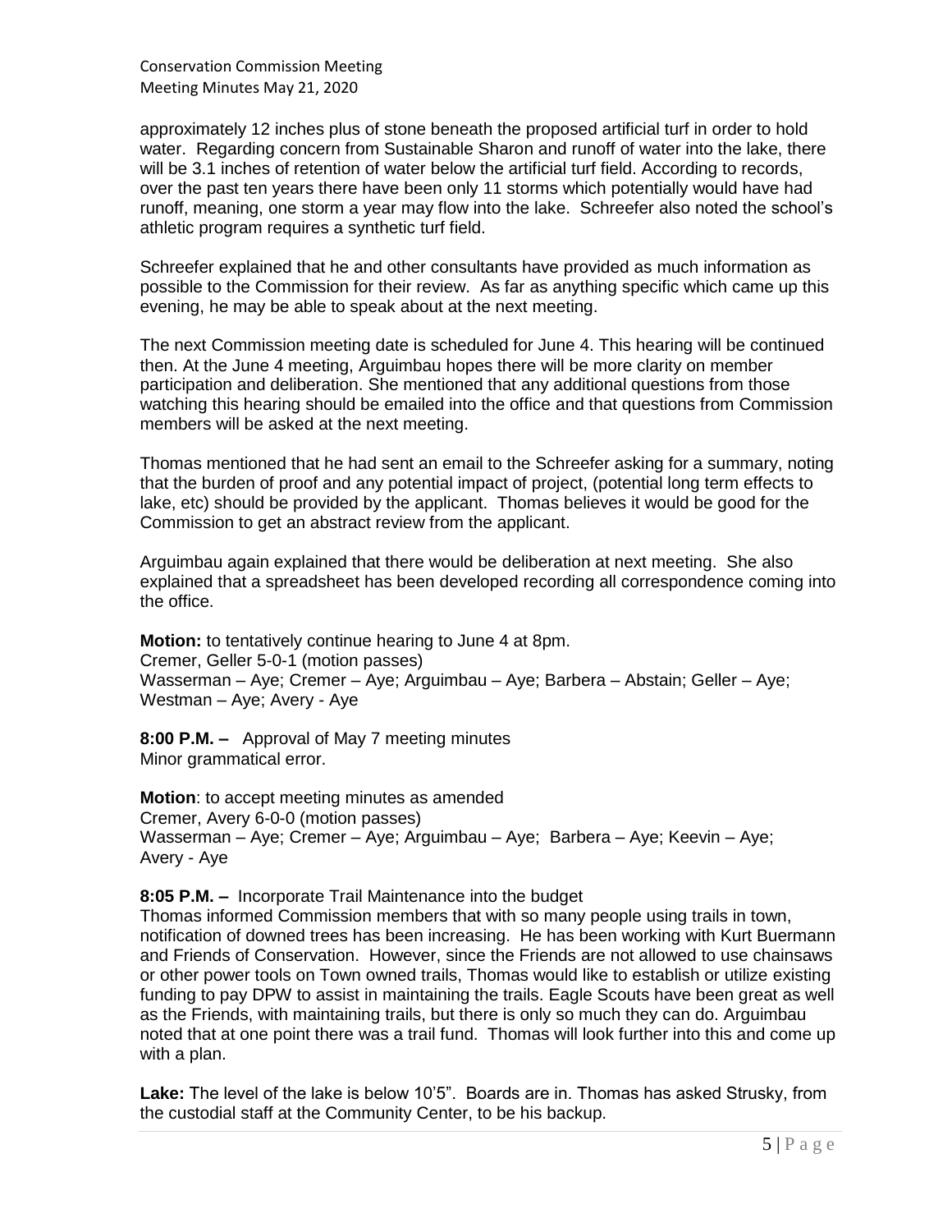approximately 12 inches plus of stone beneath the proposed artificial turf in order to hold water. Regarding concern from Sustainable Sharon and runoff of water into the lake, there will be 3.1 inches of retention of water below the artificial turf field. According to records, over the past ten years there have been only 11 storms which potentially would have had runoff, meaning, one storm a year may flow into the lake. Schreefer also noted the school's athletic program requires a synthetic turf field.

Schreefer explained that he and other consultants have provided as much information as possible to the Commission for their review. As far as anything specific which came up this evening, he may be able to speak about at the next meeting.

The next Commission meeting date is scheduled for June 4. This hearing will be continued then. At the June 4 meeting, Arguimbau hopes there will be more clarity on member participation and deliberation. She mentioned that any additional questions from those watching this hearing should be emailed into the office and that questions from Commission members will be asked at the next meeting.

Thomas mentioned that he had sent an email to the Schreefer asking for a summary, noting that the burden of proof and any potential impact of project, (potential long term effects to lake, etc) should be provided by the applicant. Thomas believes it would be good for the Commission to get an abstract review from the applicant.

Arguimbau again explained that there would be deliberation at next meeting. She also explained that a spreadsheet has been developed recording all correspondence coming into the office.

**Motion:** to tentatively continue hearing to June 4 at 8pm.
Cremer, Geller 5-0-1 (motion passes)
Wasserman – Aye; Cremer – Aye; Arguimbau – Aye; Barbera – Abstain; Geller – Aye; Westman – Aye; Avery - Aye

**8:00 P.M. –** Approval of May 7 meeting minutes
Minor grammatical error.

**Motion**: to accept meeting minutes as amended
Cremer, Avery 6-0-0 (motion passes)
Wasserman – Aye; Cremer – Aye; Arguimbau – Aye; Barbera – Aye; Keevin – Aye; Avery - Aye

**8:05 P.M. –** Incorporate Trail Maintenance into the budget
Thomas informed Commission members that with so many people using trails in town, notification of downed trees has been increasing. He has been working with Kurt Buermann and Friends of Conservation. However, since the Friends are not allowed to use chainsaws or other power tools on Town owned trails, Thomas would like to establish or utilize existing funding to pay DPW to assist in maintaining the trails. Eagle Scouts have been great as well as the Friends, with maintaining trails, but there is only so much they can do. Arguimbau noted that at one point there was a trail fund. Thomas will look further into this and come up with a plan.

**Lake:** The level of the lake is below 10'5". Boards are in. Thomas has asked Strusky, from the custodial staff at the Community Center, to be his backup.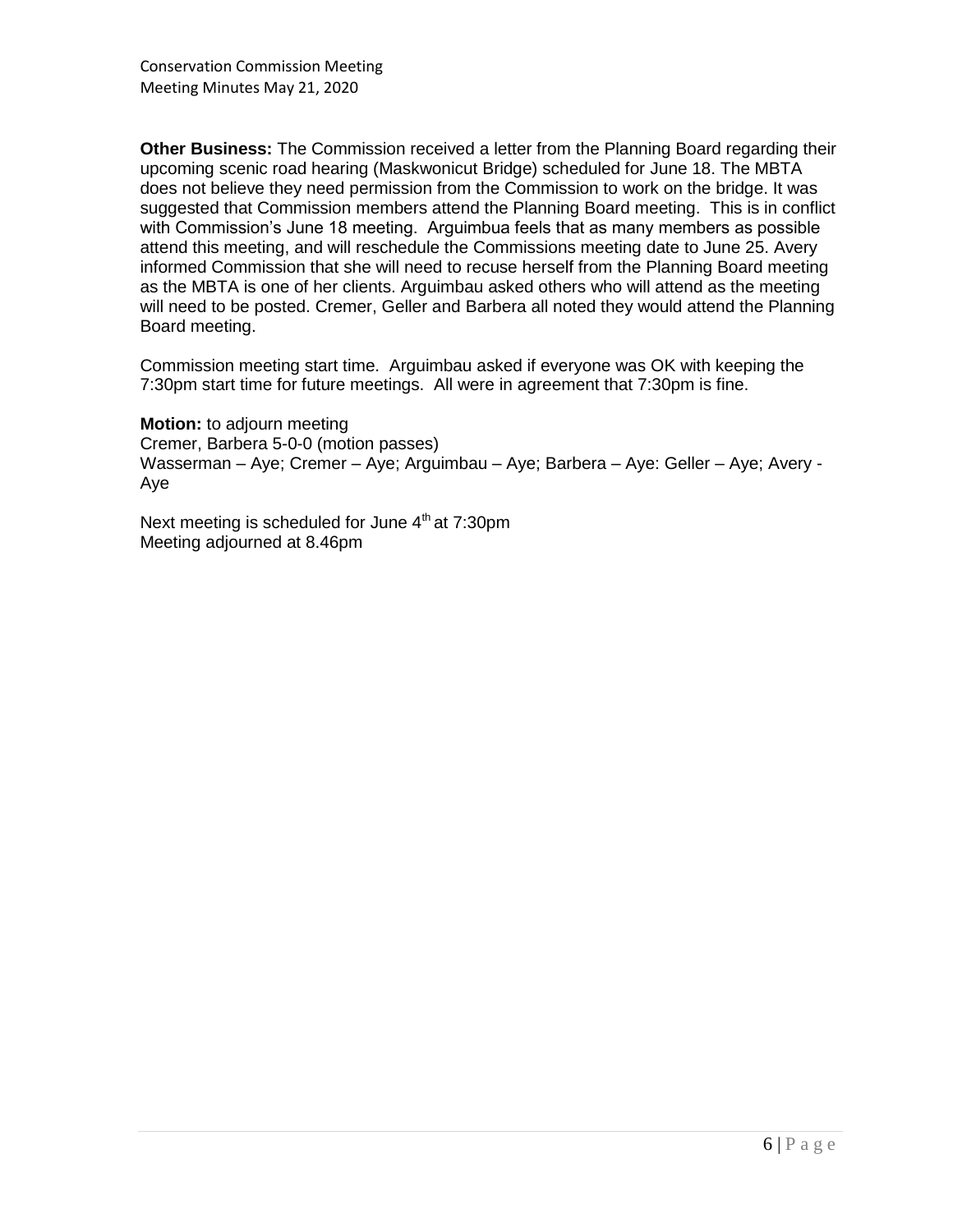**Other Business:** The Commission received a letter from the Planning Board regarding their upcoming scenic road hearing (Maskwonicut Bridge) scheduled for June 18. The MBTA does not believe they need permission from the Commission to work on the bridge. It was suggested that Commission members attend the Planning Board meeting. This is in conflict with Commission's June 18 meeting. Arguimbua feels that as many members as possible attend this meeting, and will reschedule the Commissions meeting date to June 25. Avery informed Commission that she will need to recuse herself from the Planning Board meeting as the MBTA is one of her clients. Arguimbau asked others who will attend as the meeting will need to be posted. Cremer, Geller and Barbera all noted they would attend the Planning Board meeting.

Commission meeting start time. Arguimbau asked if everyone was OK with keeping the 7:30pm start time for future meetings. All were in agreement that 7:30pm is fine.

**Motion:** to adjourn meeting
Cremer, Barbera 5-0-0 (motion passes)
Wasserman – Aye; Cremer – Aye; Arguimbau – Aye; Barbera – Aye: Geller – Aye; Avery - Aye

Next meeting is scheduled for June 4th at 7:30pm
Meeting adjourned at 8.46pm